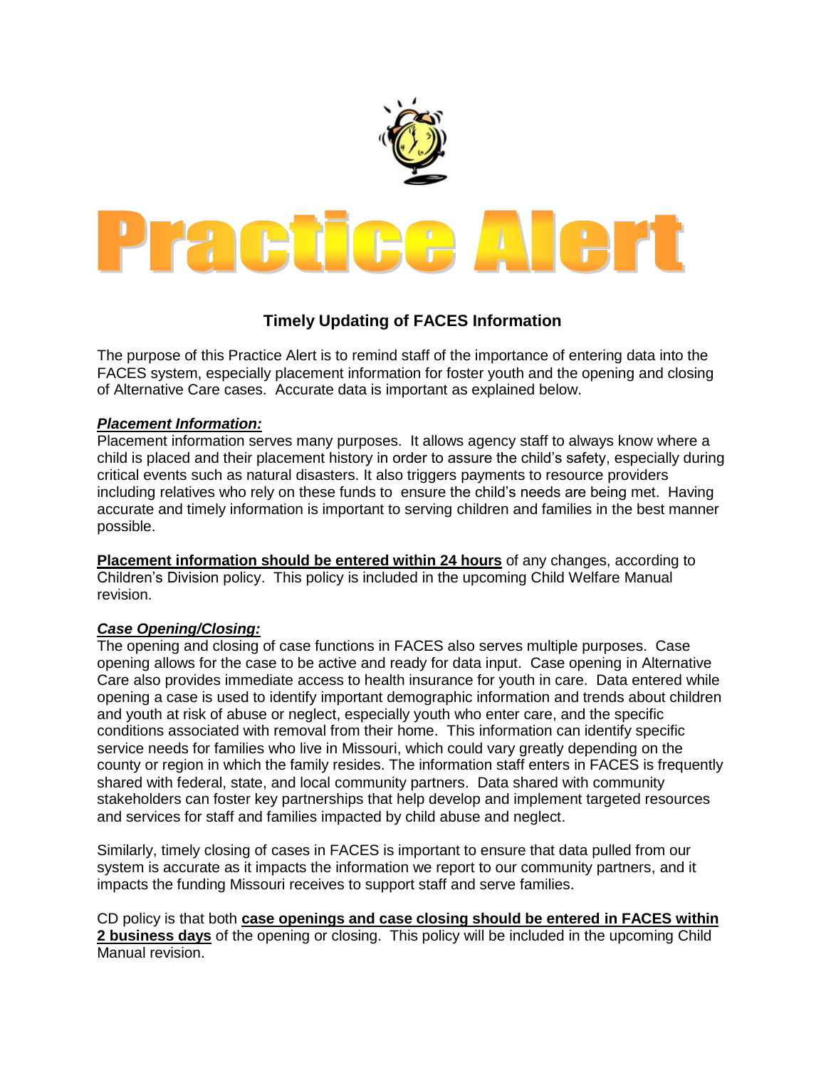# Practice Alert

## Timely Updating of FACES Information

The purpose of this Practice Alert is to remind staff of the importance of entering data into the FACES system, especially placement information for foster youth and the opening and closing of Alternative Care cases. Accurate data is important as explained below.

***Placement Information:***

Placement information serves many purposes. It allows agency staff to always know where a child is placed and their placement history in order to assure the child's safety, especially during critical events such as natural disasters. It also triggers payments to resource providers including relatives who rely on these funds to ensure the child's needs are being met. Having accurate and timely information is important to serving children and families in the best manner possible.

**Placement information should be entered within 24 hours** of any changes, according to Children's Division policy. This policy is included in the upcoming Child Welfare Manual revision.

***Case Opening/Closing:***

The opening and closing of case functions in FACES also serves multiple purposes. Case opening allows for the case to be active and ready for data input. Case opening in Alternative Care also provides immediate access to health insurance for youth in care. Data entered while opening a case is used to identify important demographic information and trends about children and youth at risk of abuse or neglect, especially youth who enter care, and the specific conditions associated with removal from their home. This information can identify specific service needs for families who live in Missouri, which could vary greatly depending on the county or region in which the family resides. The information staff enters in FACES is frequently shared with federal, state, and local community partners. Data shared with community stakeholders can foster key partnerships that help develop and implement targeted resources and services for staff and families impacted by child abuse and neglect.

Similarly, timely closing of cases in FACES is important to ensure that data pulled from our system is accurate as it impacts the information we report to our community partners, and it impacts the funding Missouri receives to support staff and serve families.

CD policy is that both **case openings and case closing should be entered in FACES within 2 business days** of the opening or closing. This policy will be included in the upcoming Child Manual revision.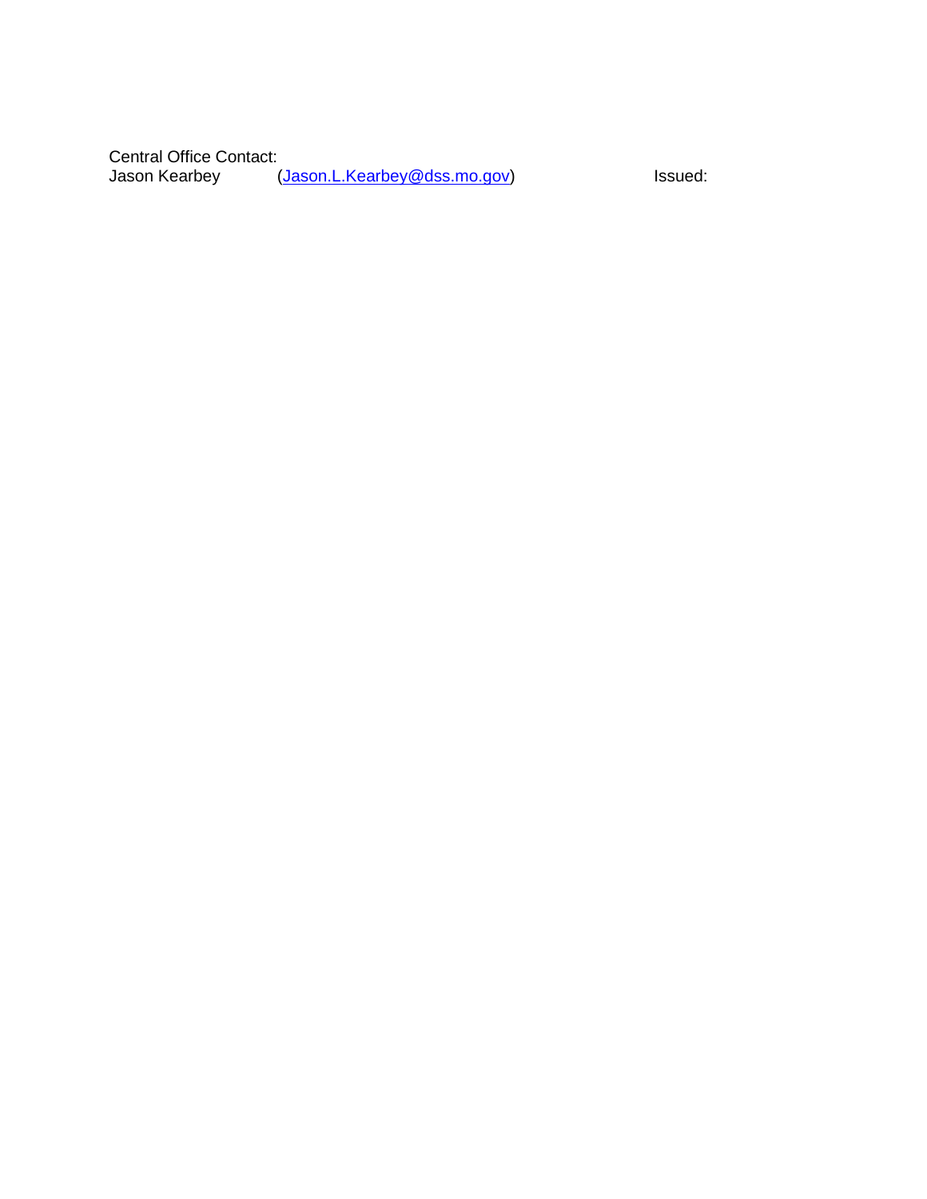Central Office Contact:
Jason Kearbey (Jason.L.Kearbey@dss.mo.gov) Issued: